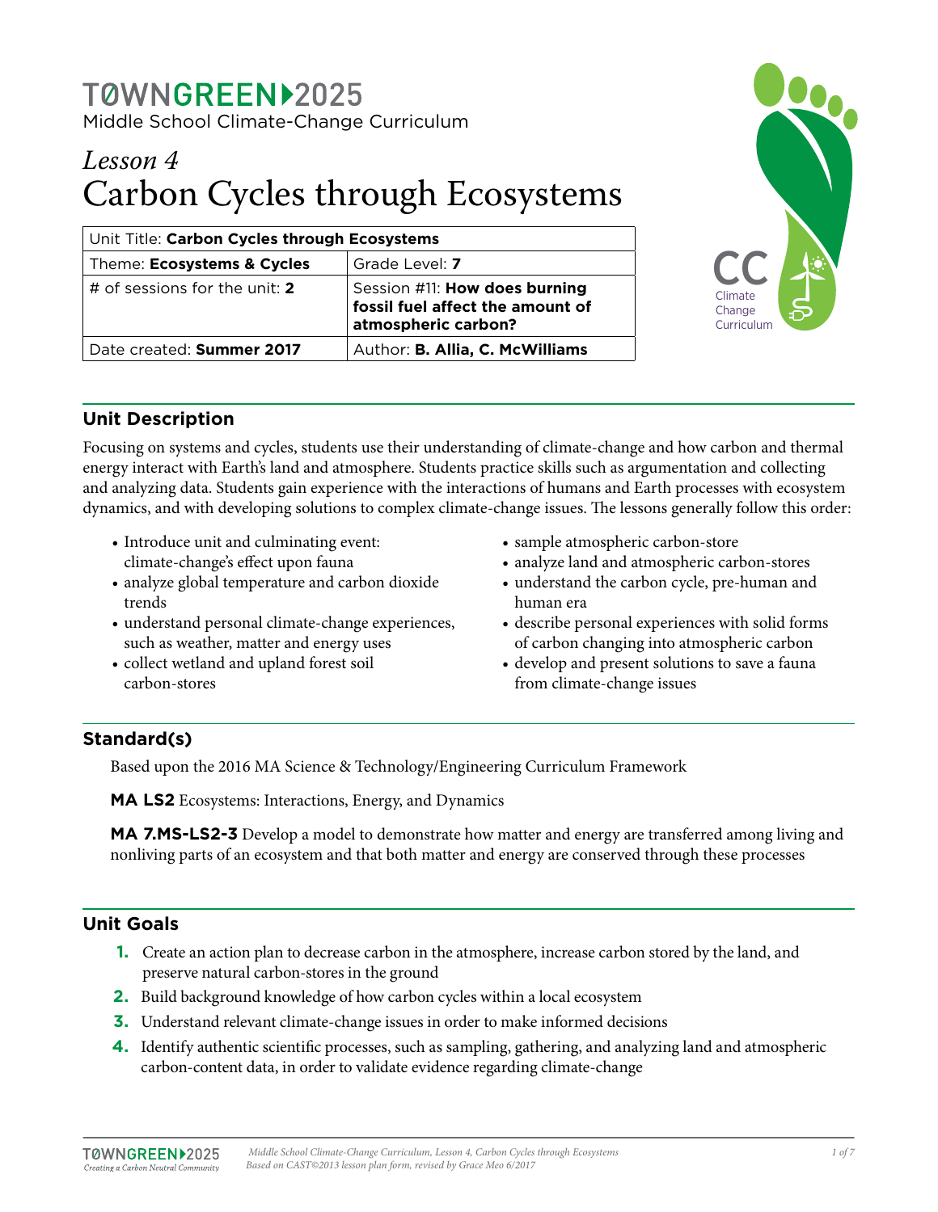# TØWNGREEN▶2025

Middle School Climate-Change Curriculum

## *Lesson 4*
# Carbon Cycles through Ecosystems

| Unit Title: **Carbon Cycles through Ecosystems** | |
|---|---|
| Theme: **Ecosystems & Cycles** | Grade Level: **7** |
| # of sessions for the unit: **2** | Session #11: **How does burning fossil fuel affect the amount of atmospheric carbon?** |
| Date created: **Summer 2017** | Author: **B. Allia, C. McWilliams** |

CC Climate Change Curriculum

## Unit Description

Focusing on systems and cycles, students use their understanding of climate-change and how carbon and thermal energy interact with Earth's land and atmosphere. Students practice skills such as argumentation and collecting and analyzing data. Students gain experience with the interactions of humans and Earth processes with ecosystem dynamics, and with developing solutions to complex climate-change issues. The lessons generally follow this order:

- Introduce unit and culminating event: climate-change's effect upon fauna
- analyze global temperature and carbon dioxide trends
- understand personal climate-change experiences, such as weather, matter and energy uses
- collect wetland and upland forest soil carbon-stores
- sample atmospheric carbon-store
- analyze land and atmospheric carbon-stores
- understand the carbon cycle, pre-human and human era
- describe personal experiences with solid forms of carbon changing into atmospheric carbon
- develop and present solutions to save a fauna from climate-change issues

## Standard(s)

Based upon the 2016 MA Science & Technology/Engineering Curriculum Framework

**MA LS2** Ecosystems: Interactions, Energy, and Dynamics

**MA 7.MS-LS2-3** Develop a model to demonstrate how matter and energy are transferred among living and nonliving parts of an ecosystem and that both matter and energy are conserved through these processes

## Unit Goals

1. Create an action plan to decrease carbon in the atmosphere, increase carbon stored by the land, and preserve natural carbon-stores in the ground
2. Build background knowledge of how carbon cycles within a local ecosystem
3. Understand relevant climate-change issues in order to make informed decisions
4. Identify authentic scientific processes, such as sampling, gathering, and analyzing land and atmospheric carbon-content data, in order to validate evidence regarding climate-change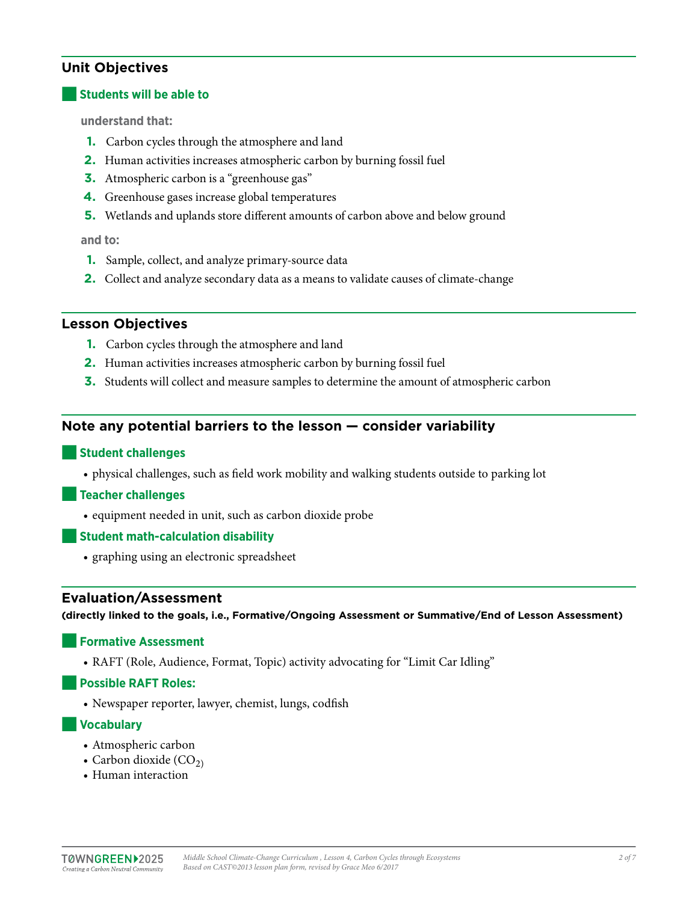## Unit Objectives

### Students will be able to

**understand that:**

1. Carbon cycles through the atmosphere and land
2. Human activities increases atmospheric carbon by burning fossil fuel
3. Atmospheric carbon is a "greenhouse gas"
4. Greenhouse gases increase global temperatures
5. Wetlands and uplands store different amounts of carbon above and below ground

**and to:**

1. Sample, collect, and analyze primary-source data
2. Collect and analyze secondary data as a means to validate causes of climate-change

## Lesson Objectives

1. Carbon cycles through the atmosphere and land
2. Human activities increases atmospheric carbon by burning fossil fuel
3. Students will collect and measure samples to determine the amount of atmospheric carbon

## Note any potential barriers to the lesson — consider variability

### Student challenges

- physical challenges, such as field work mobility and walking students outside to parking lot

### Teacher challenges

- equipment needed in unit, such as carbon dioxide probe

### Student math-calculation disability

- graphing using an electronic spreadsheet

## Evaluation/Assessment

**(directly linked to the goals, i.e., Formative/Ongoing Assessment or Summative/End of Lesson Assessment)**

### Formative Assessment

- RAFT (Role, Audience, Format, Topic) activity advocating for "Limit Car Idling"

### Possible RAFT Roles:

- Newspaper reporter, lawyer, chemist, lungs, codfish

### Vocabulary

- Atmospheric carbon
- Carbon dioxide ($CO_2$)
- Human interaction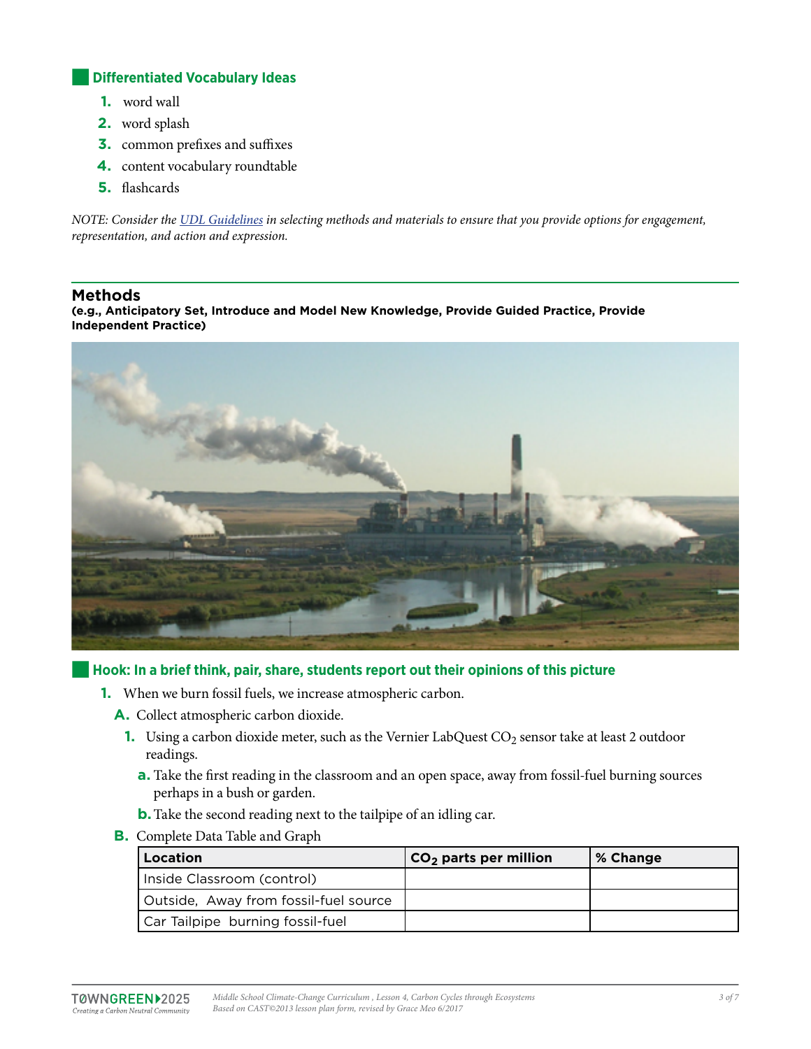## Differentiated Vocabulary Ideas

1. word wall
2. word splash
3. common prefixes and suffixes
4. content vocabulary roundtable
5. flashcards

*NOTE: Consider the [UDL Guidelines](#) in selecting methods and materials to ensure that you provide options for engagement, representation, and action and expression.*

## Methods

**(e.g., Anticipatory Set, Introduce and Model New Knowledge, Provide Guided Practice, Provide Independent Practice)**

## Hook: In a brief think, pair, share, students report out their opinions of this picture

1. When we burn fossil fuels, we increase atmospheric carbon.
   - A. Collect atmospheric carbon dioxide.
     1. Using a carbon dioxide meter, such as the Vernier LabQuest $CO_2$ sensor take at least 2 outdoor readings.
        - a. Take the first reading in the classroom and an open space, away from fossil-fuel burning sources perhaps in a bush or garden.
        - b. Take the second reading next to the tailpipe of an idling car.
   - B. Complete Data Table and Graph

| Location | $CO_2$ parts per million | % Change |
|---|---|---|
| Inside Classroom (control) | | |
| Outside, Away from fossil-fuel source | | |
| Car Tailpipe burning fossil-fuel | | |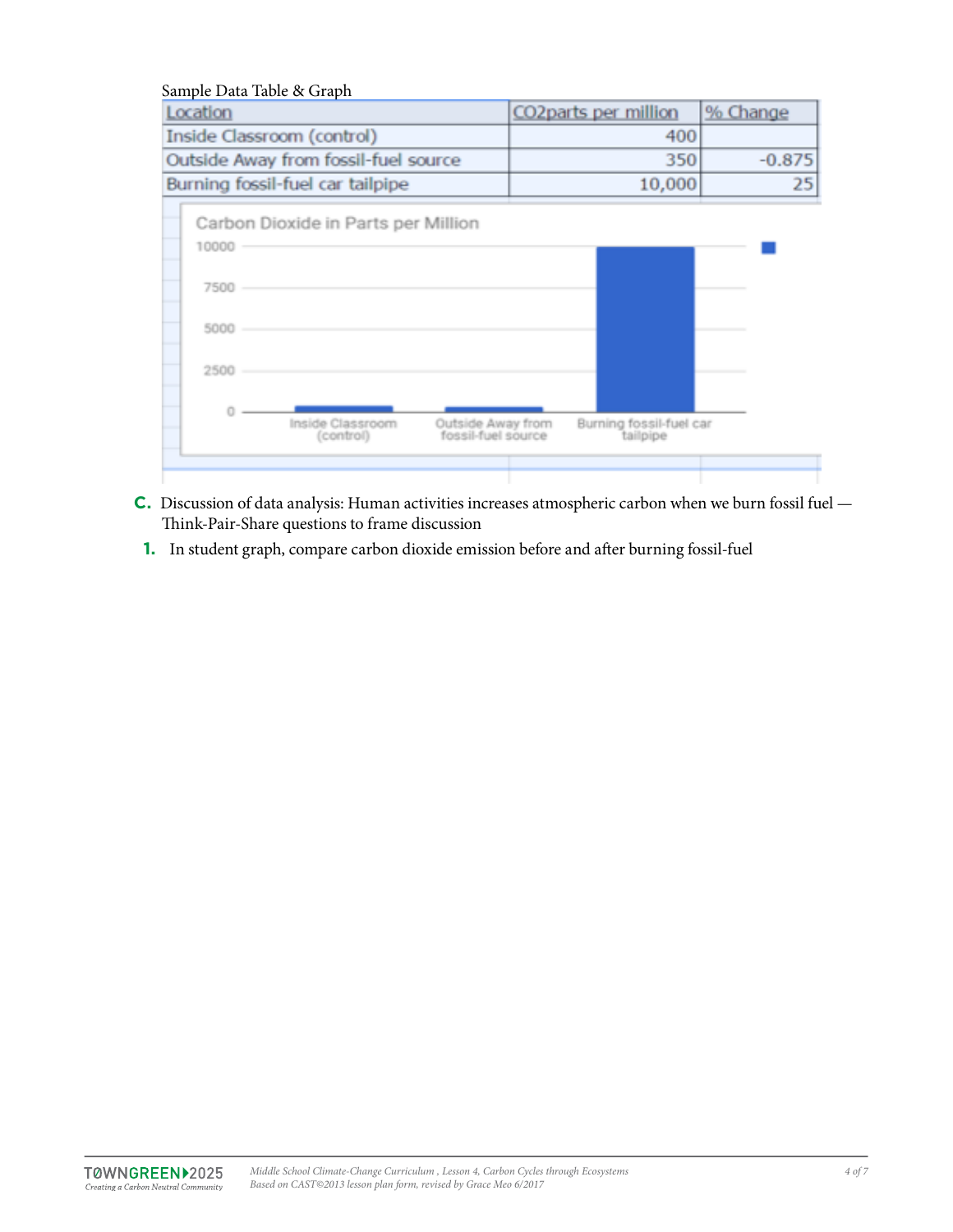Sample Data Table & Graph

| Location | CO2parts per million | % Change |
|---|---|---|
| Inside Classroom (control) | 400 | |
| Outside Away from fossil-fuel source | 350 | -0.875 |
| Burning fossil-fuel car tailpipe | 10,000 | 25 |

C. Discussion of data analysis: Human activities increases atmospheric carbon when we burn fossil fuel — Think-Pair-Share questions to frame discussion

1. In student graph, compare carbon dioxide emission before and after burning fossil-fuel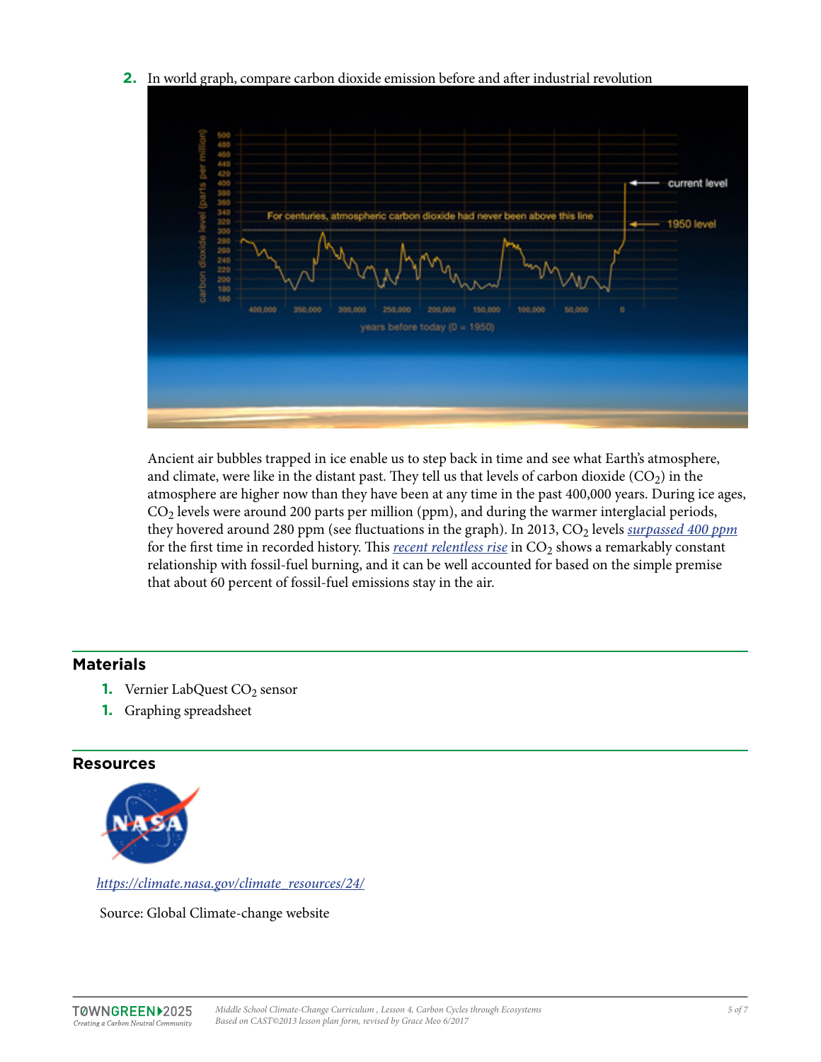2. In world graph, compare carbon dioxide emission before and after industrial revolution

Ancient air bubbles trapped in ice enable us to step back in time and see what Earth's atmosphere, and climate, were like in the distant past. They tell us that levels of carbon dioxide ($CO_2$) in the atmosphere are higher now than they have been at any time in the past 400,000 years. During ice ages, $CO_2$ levels were around 200 parts per million (ppm), and during the warmer interglacial periods, they hovered around 280 ppm (see fluctuations in the graph). In 2013, $CO_2$ levels *surpassed 400 ppm* for the first time in recorded history. This *recent relentless rise* in $CO_2$ shows a remarkably constant relationship with fossil-fuel burning, and it can be well accounted for based on the simple premise that about 60 percent of fossil-fuel emissions stay in the air.

## Materials

1. Vernier LabQuest $CO_2$ sensor
1. Graphing spreadsheet

## Resources

*https://climate.nasa.gov/climate_resources/24/*

Source: Global Climate-change website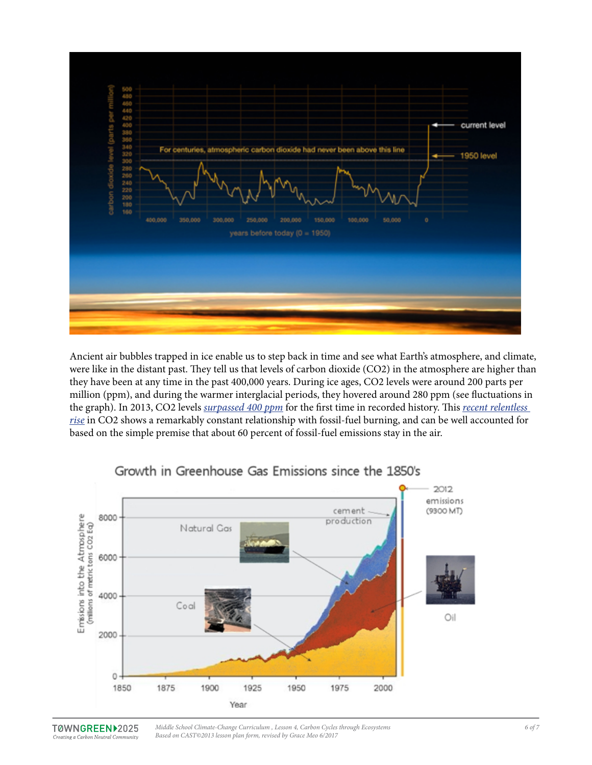Ancient air bubbles trapped in ice enable us to step back in time and see what Earth's atmosphere, and climate, were like in the distant past. They tell us that levels of carbon dioxide ($CO_2$) in the atmosphere are higher than they have been at any time in the past 400,000 years. During ice ages, $CO_2$ levels were around 200 parts per million (ppm), and during the warmer interglacial periods, they hovered around 280 ppm (see fluctuations in the graph). In 2013, $CO_2$ levels *surpassed 400 ppm* for the first time in recorded history. This *recent relentless rise* in $CO_2$ shows a remarkably constant relationship with fossil-fuel burning, and can be well accounted for based on the simple premise that about 60 percent of fossil-fuel emissions stay in the air.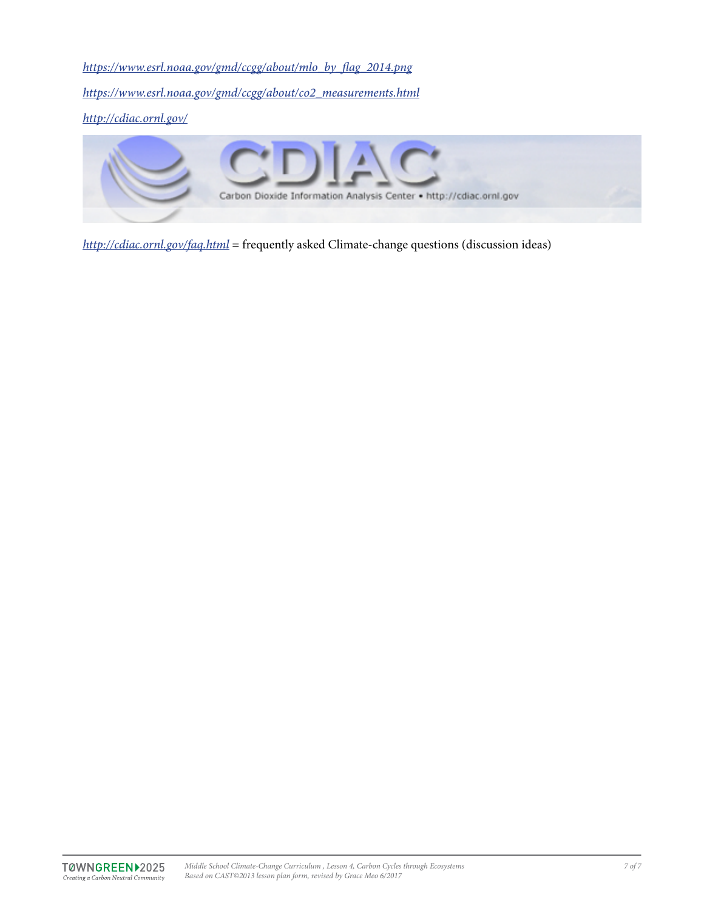*https://www.esrl.noaa.gov/gmd/ccgg/about/mlo_by_flag_2014.png*

*https://www.esrl.noaa.gov/gmd/ccgg/about/co2_measurements.html*

*http://cdiac.ornl.gov/*

CDIAC

Carbon Dioxide Information Analysis Center • http://cdiac.ornl.gov

*http://cdiac.ornl.gov/faq.html* = frequently asked Climate-change questions (discussion ideas)